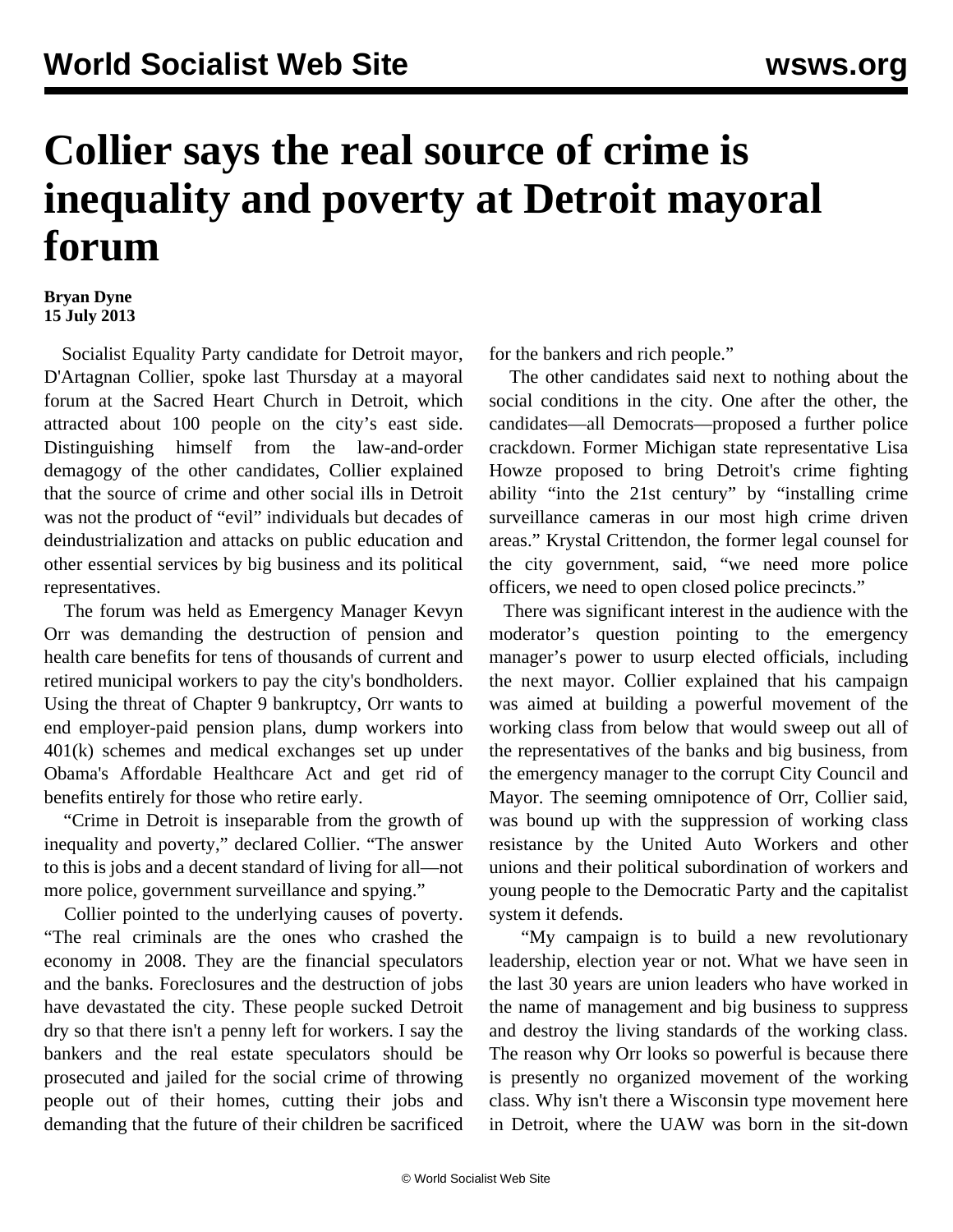# Collier says the real source of crime is inequality and poverty at Detroit mayoral forum

**Bryan Dyne**
**15 July 2013**

Socialist Equality Party candidate for Detroit mayor, D'Artagnan Collier, spoke last Thursday at a mayoral forum at the Sacred Heart Church in Detroit, which attracted about 100 people on the city's east side. Distinguishing himself from the law-and-order demagogy of the other candidates, Collier explained that the source of crime and other social ills in Detroit was not the product of "evil" individuals but decades of deindustrialization and attacks on public education and other essential services by big business and its political representatives.

The forum was held as Emergency Manager Kevyn Orr was demanding the destruction of pension and health care benefits for tens of thousands of current and retired municipal workers to pay the city's bondholders. Using the threat of Chapter 9 bankruptcy, Orr wants to end employer-paid pension plans, dump workers into 401(k) schemes and medical exchanges set up under Obama's Affordable Healthcare Act and get rid of benefits entirely for those who retire early.

"Crime in Detroit is inseparable from the growth of inequality and poverty," declared Collier. "The answer to this is jobs and a decent standard of living for all—not more police, government surveillance and spying."

Collier pointed to the underlying causes of poverty. "The real criminals are the ones who crashed the economy in 2008. They are the financial speculators and the banks. Foreclosures and the destruction of jobs have devastated the city. These people sucked Detroit dry so that there isn't a penny left for workers. I say the bankers and the real estate speculators should be prosecuted and jailed for the social crime of throwing people out of their homes, cutting their jobs and demanding that the future of their children be sacrificed for the bankers and rich people."

The other candidates said next to nothing about the social conditions in the city. One after the other, the candidates—all Democrats—proposed a further police crackdown. Former Michigan state representative Lisa Howze proposed to bring Detroit's crime fighting ability "into the 21st century" by "installing crime surveillance cameras in our most high crime driven areas." Krystal Crittendon, the former legal counsel for the city government, said, "we need more police officers, we need to open closed police precincts."

There was significant interest in the audience with the moderator's question pointing to the emergency manager's power to usurp elected officials, including the next mayor. Collier explained that his campaign was aimed at building a powerful movement of the working class from below that would sweep out all of the representatives of the banks and big business, from the emergency manager to the corrupt City Council and Mayor. The seeming omnipotence of Orr, Collier said, was bound up with the suppression of working class resistance by the United Auto Workers and other unions and their political subordination of workers and young people to the Democratic Party and the capitalist system it defends.

"My campaign is to build a new revolutionary leadership, election year or not. What we have seen in the last 30 years are union leaders who have worked in the name of management and big business to suppress and destroy the living standards of the working class. The reason why Orr looks so powerful is because there is presently no organized movement of the working class. Why isn't there a Wisconsin type movement here in Detroit, where the UAW was born in the sit-down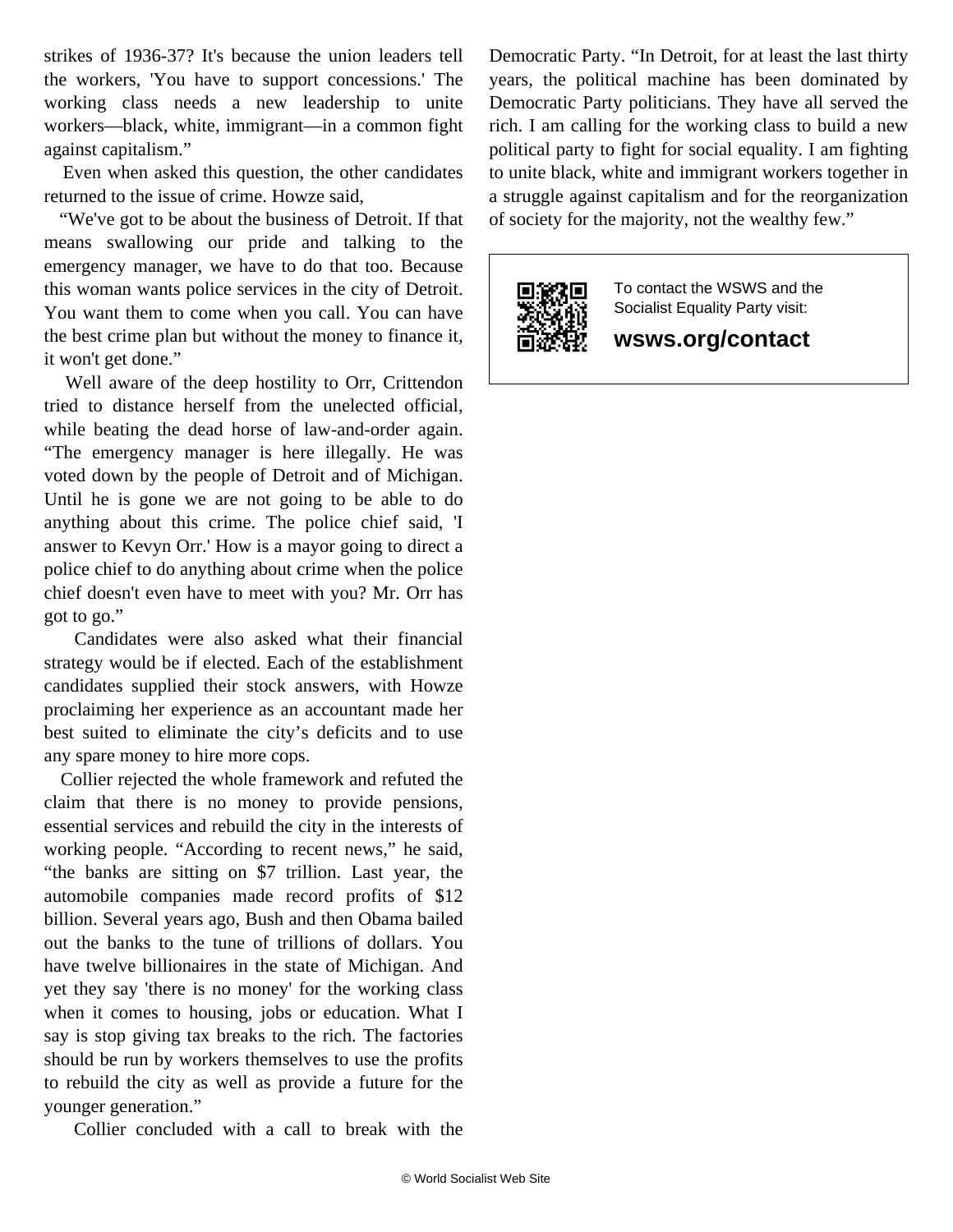strikes of 1936-37? It's because the union leaders tell the workers, 'You have to support concessions.' The working class needs a new leadership to unite workers—black, white, immigrant—in a common fight against capitalism."

Even when asked this question, the other candidates returned to the issue of crime. Howze said,

"We've got to be about the business of Detroit. If that means swallowing our pride and talking to the emergency manager, we have to do that too. Because this woman wants police services in the city of Detroit. You want them to come when you call. You can have the best crime plan but without the money to finance it, it won't get done."

Well aware of the deep hostility to Orr, Crittendon tried to distance herself from the unelected official, while beating the dead horse of law-and-order again. "The emergency manager is here illegally. He was voted down by the people of Detroit and of Michigan. Until he is gone we are not going to be able to do anything about this crime. The police chief said, 'I answer to Kevyn Orr.' How is a mayor going to direct a police chief to do anything about crime when the police chief doesn't even have to meet with you? Mr. Orr has got to go."

Candidates were also asked what their financial strategy would be if elected. Each of the establishment candidates supplied their stock answers, with Howze proclaiming her experience as an accountant made her best suited to eliminate the city's deficits and to use any spare money to hire more cops.

Collier rejected the whole framework and refuted the claim that there is no money to provide pensions, essential services and rebuild the city in the interests of working people. "According to recent news," he said, "the banks are sitting on $7 trillion. Last year, the automobile companies made record profits of $12 billion. Several years ago, Bush and then Obama bailed out the banks to the tune of trillions of dollars. You have twelve billionaires in the state of Michigan. And yet they say 'there is no money' for the working class when it comes to housing, jobs or education. What I say is stop giving tax breaks to the rich. The factories should be run by workers themselves to use the profits to rebuild the city as well as provide a future for the younger generation."

Collier concluded with a call to break with the Democratic Party. "In Detroit, for at least the last thirty years, the political machine has been dominated by Democratic Party politicians. They have all served the rich. I am calling for the working class to build a new political party to fight for social equality. I am fighting to unite black, white and immigrant workers together in a struggle against capitalism and for the reorganization of society for the majority, not the wealthy few."

To contact the WSWS and the Socialist Equality Party visit:

**wsws.org/contact**